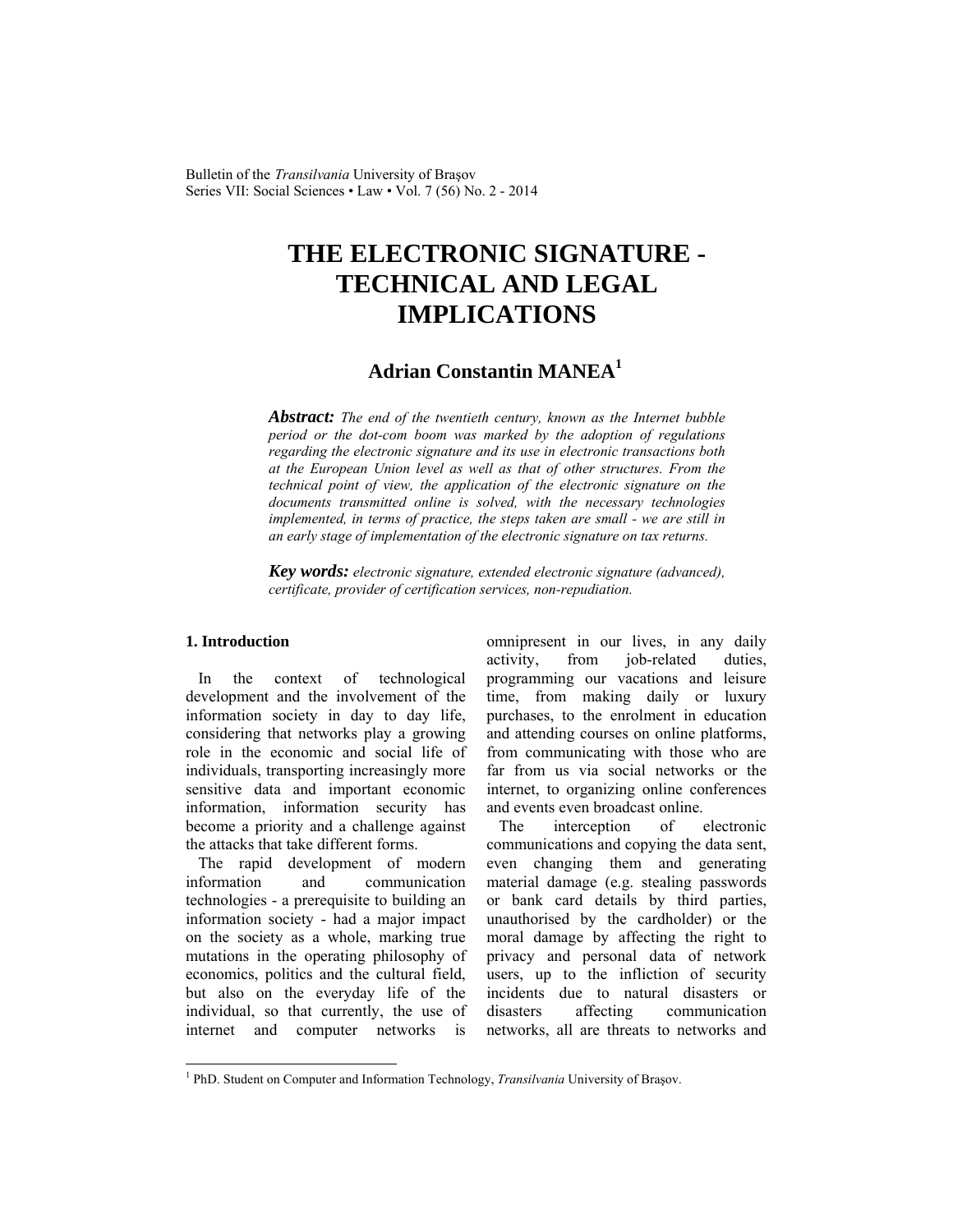# THE ELECTRONIC SIGNATURE - TECHNICAL AND LEGAL IMPLICATIONS

**Adrian Constantin MANEA[1]**

***Abstract:*** *The end of the twentieth century, known as the Internet bubble period or the dot-com boom was marked by the adoption of regulations regarding the electronic signature and its use in electronic transactions both at the European Union level as well as that of other structures. From the technical point of view, the application of the electronic signature on the documents transmitted online is solved, with the necessary technologies implemented, in terms of practice, the steps taken are small - we are still in an early stage of implementation of the electronic signature on tax returns.*

***Key words:*** *electronic signature, extended electronic signature (advanced), certificate, provider of certification services, non-repudiation.*

## 1. Introduction

In the context of technological development and the involvement of the information society in day to day life, considering that networks play a growing role in the economic and social life of individuals, transporting increasingly more sensitive data and important economic information, information security has become a priority and a challenge against the attacks that take different forms.

The rapid development of modern information and communication technologies - a prerequisite to building an information society - had a major impact on the society as a whole, marking true mutations in the operating philosophy of economics, politics and the cultural field, but also on the everyday life of the individual, so that currently, the use of internet and computer networks is omnipresent in our lives, in any daily activity, from job-related duties, programming our vacations and leisure time, from making daily or luxury purchases, to the enrolment in education and attending courses on online platforms, from communicating with those who are far from us via social networks or the internet, to organizing online conferences and events even broadcast online.

The interception of electronic communications and copying the data sent, even changing them and generating material damage (e.g. stealing passwords or bank card details by third parties, unauthorised by the cardholder) or the moral damage by affecting the right to privacy and personal data of network users, up to the infliction of security incidents due to natural disasters or disasters affecting communication networks, all are threats to networks and

[1] PhD. Student on Computer and Information Technology, *Transilvania* University of Braşov.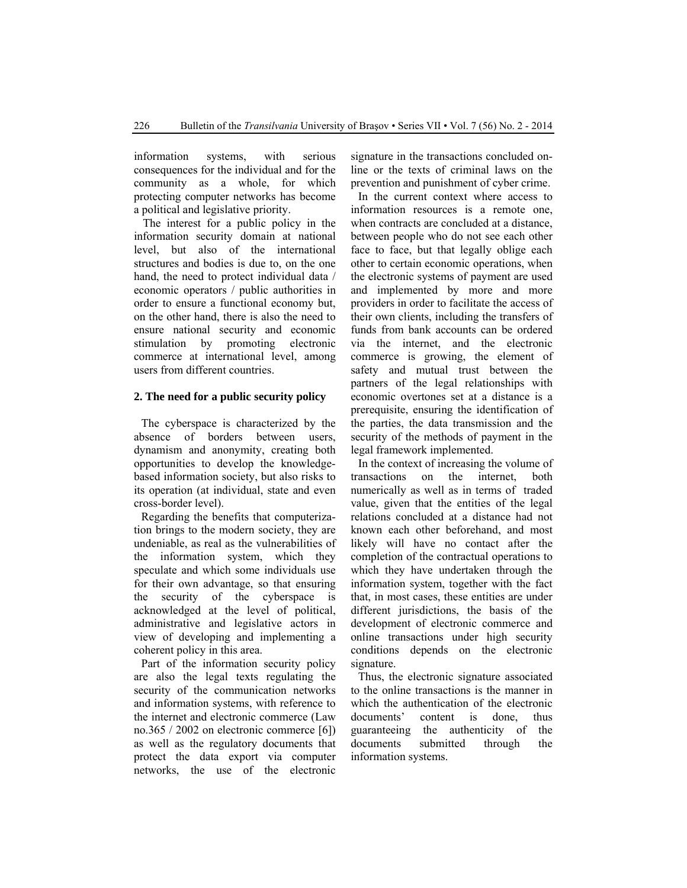information systems, with serious consequences for the individual and for the community as a whole, for which protecting computer networks has become a political and legislative priority.

The interest for a public policy in the information security domain at national level, but also of the international structures and bodies is due to, on the one hand, the need to protect individual data / economic operators / public authorities in order to ensure a functional economy but, on the other hand, there is also the need to ensure national security and economic stimulation by promoting electronic commerce at international level, among users from different countries.

## 2. The need for a public security policy

The cyberspace is characterized by the absence of borders between users, dynamism and anonymity, creating both opportunities to develop the knowledge-based information society, but also risks to its operation (at individual, state and even cross-border level).

Regarding the benefits that computerization brings to the modern society, they are undeniable, as real as the vulnerabilities of the information system, which they speculate and which some individuals use for their own advantage, so that ensuring the security of the cyberspace is acknowledged at the level of political, administrative and legislative actors in view of developing and implementing a coherent policy in this area.

Part of the information security policy are also the legal texts regulating the security of the communication networks and information systems, with reference to the internet and electronic commerce (Law no.365 / 2002 on electronic commerce [6]) as well as the regulatory documents that protect the data export via computer networks, the use of the electronic signature in the transactions concluded on-line or the texts of criminal laws on the prevention and punishment of cyber crime.

In the current context where access to information resources is a remote one, when contracts are concluded at a distance, between people who do not see each other face to face, but that legally oblige each other to certain economic operations, when the electronic systems of payment are used and implemented by more and more providers in order to facilitate the access of their own clients, including the transfers of funds from bank accounts can be ordered via the internet, and the electronic commerce is growing, the element of safety and mutual trust between the partners of the legal relationships with economic overtones set at a distance is a prerequisite, ensuring the identification of the parties, the data transmission and the security of the methods of payment in the legal framework implemented.

In the context of increasing the volume of transactions on the internet, both numerically as well as in terms of traded value, given that the entities of the legal relations concluded at a distance had not known each other beforehand, and most likely will have no contact after the completion of the contractual operations to which they have undertaken through the information system, together with the fact that, in most cases, these entities are under different jurisdictions, the basis of the development of electronic commerce and online transactions under high security conditions depends on the electronic signature.

Thus, the electronic signature associated to the online transactions is the manner in which the authentication of the electronic documents' content is done, thus guaranteeing the authenticity of the documents submitted through the information systems.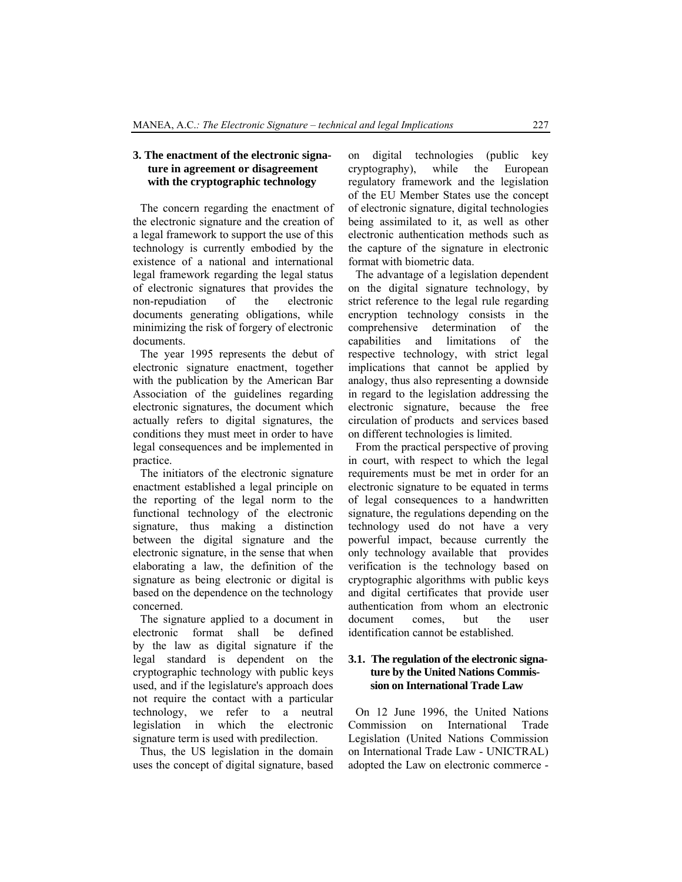## 3. The enactment of the electronic signature in agreement or disagreement with the cryptographic technology

The concern regarding the enactment of the electronic signature and the creation of a legal framework to support the use of this technology is currently embodied by the existence of a national and international legal framework regarding the legal status of electronic signatures that provides the non-repudiation of the electronic documents generating obligations, while minimizing the risk of forgery of electronic documents.

The year 1995 represents the debut of electronic signature enactment, together with the publication by the American Bar Association of the guidelines regarding electronic signatures, the document which actually refers to digital signatures, the conditions they must meet in order to have legal consequences and be implemented in practice.

The initiators of the electronic signature enactment established a legal principle on the reporting of the legal norm to the functional technology of the electronic signature, thus making a distinction between the digital signature and the electronic signature, in the sense that when elaborating a law, the definition of the signature as being electronic or digital is based on the dependence on the technology concerned.

The signature applied to a document in electronic format shall be defined by the law as digital signature if the legal standard is dependent on the cryptographic technology with public keys used, and if the legislature's approach does not require the contact with a particular technology, we refer to a neutral legislation in which the electronic signature term is used with predilection.

Thus, the US legislation in the domain uses the concept of digital signature, based on digital technologies (public key cryptography), while the European regulatory framework and the legislation of the EU Member States use the concept of electronic signature, digital technologies being assimilated to it, as well as other electronic authentication methods such as the capture of the signature in electronic format with biometric data.

The advantage of a legislation dependent on the digital signature technology, by strict reference to the legal rule regarding encryption technology consists in the comprehensive determination of the capabilities and limitations of the respective technology, with strict legal implications that cannot be applied by analogy, thus also representing a downside in regard to the legislation addressing the electronic signature, because the free circulation of products and services based on different technologies is limited.

From the practical perspective of proving in court, with respect to which the legal requirements must be met in order for an electronic signature to be equated in terms of legal consequences to a handwritten signature, the regulations depending on the technology used do not have a very powerful impact, because currently the only technology available that provides verification is the technology based on cryptographic algorithms with public keys and digital certificates that provide user authentication from whom an electronic document comes, but the user identification cannot be established.

### 3.1. The regulation of the electronic signature by the United Nations Commission on International Trade Law

On 12 June 1996, the United Nations Commission on International Trade Legislation (United Nations Commission on International Trade Law - UNICTRAL) adopted the Law on electronic commerce -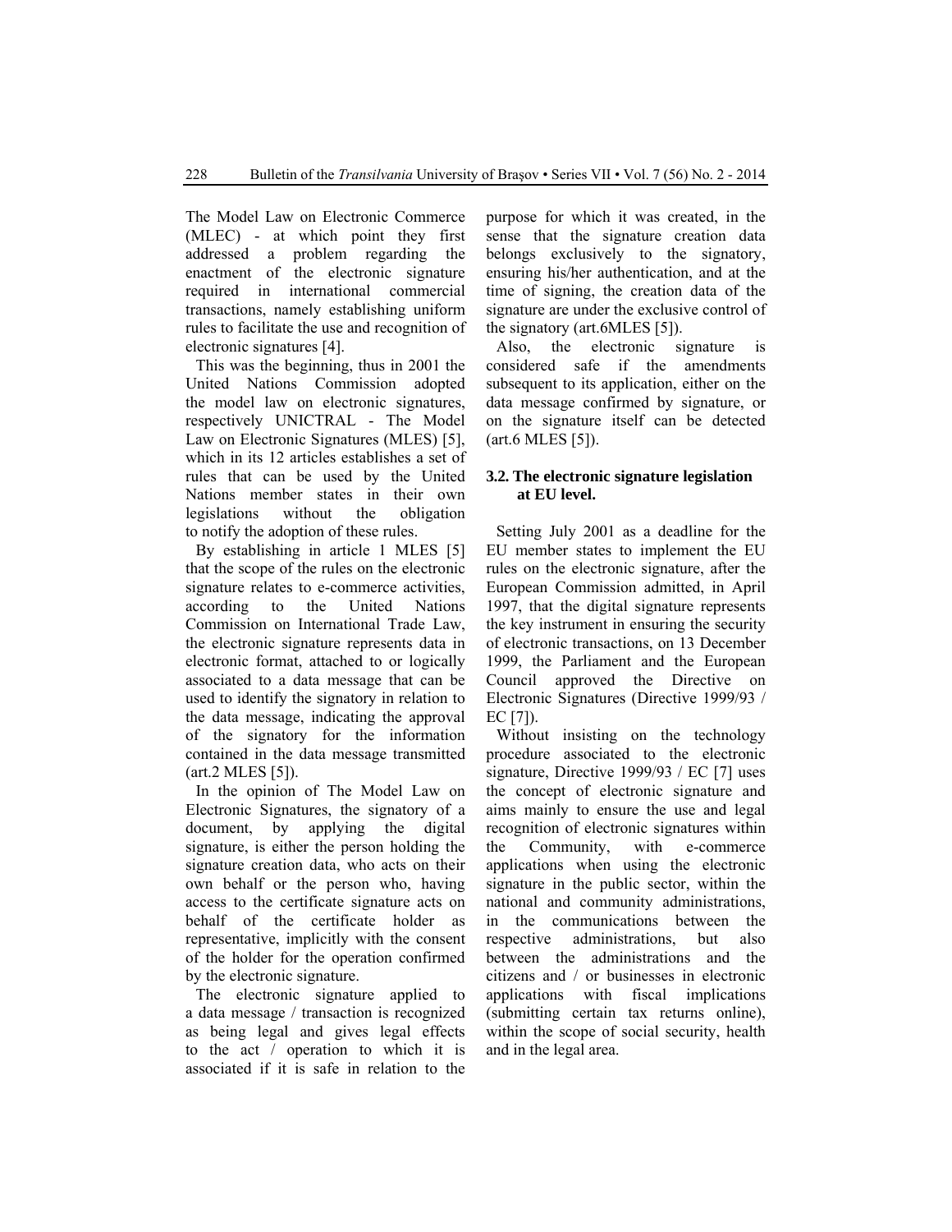The Model Law on Electronic Commerce (MLEC) - at which point they first addressed a problem regarding the enactment of the electronic signature required in international commercial transactions, namely establishing uniform rules to facilitate the use and recognition of electronic signatures [4].

This was the beginning, thus in 2001 the United Nations Commission adopted the model law on electronic signatures, respectively UNICTRAL - The Model Law on Electronic Signatures (MLES) [5], which in its 12 articles establishes a set of rules that can be used by the United Nations member states in their own legislations without the obligation to notify the adoption of these rules.

By establishing in article 1 MLES [5] that the scope of the rules on the electronic signature relates to e-commerce activities, according to the United Nations Commission on International Trade Law, the electronic signature represents data in electronic format, attached to or logically associated to a data message that can be used to identify the signatory in relation to the data message, indicating the approval of the signatory for the information contained in the data message transmitted (art.2 MLES [5]).

In the opinion of The Model Law on Electronic Signatures, the signatory of a document, by applying the digital signature, is either the person holding the signature creation data, who acts on their own behalf or the person who, having access to the certificate signature acts on behalf of the certificate holder as representative, implicitly with the consent of the holder for the operation confirmed by the electronic signature.

The electronic signature applied to a data message / transaction is recognized as being legal and gives legal effects to the act / operation to which it is associated if it is safe in relation to the purpose for which it was created, in the sense that the signature creation data belongs exclusively to the signatory, ensuring his/her authentication, and at the time of signing, the creation data of the signature are under the exclusive control of the signatory (art.6MLES [5]).

Also, the electronic signature is considered safe if the amendments subsequent to its application, either on the data message confirmed by signature, or on the signature itself can be detected (art.6 MLES [5]).

### 3.2. The electronic signature legislation at EU level.

Setting July 2001 as a deadline for the EU member states to implement the EU rules on the electronic signature, after the European Commission admitted, in April 1997, that the digital signature represents the key instrument in ensuring the security of electronic transactions, on 13 December 1999, the Parliament and the European Council approved the Directive on Electronic Signatures (Directive 1999/93 / EC [7]).

Without insisting on the technology procedure associated to the electronic signature, Directive 1999/93 / EC [7] uses the concept of electronic signature and aims mainly to ensure the use and legal recognition of electronic signatures within the Community, with e-commerce applications when using the electronic signature in the public sector, within the national and community administrations, in the communications between the respective administrations, but also between the administrations and the citizens and / or businesses in electronic applications with fiscal implications (submitting certain tax returns online), within the scope of social security, health and in the legal area.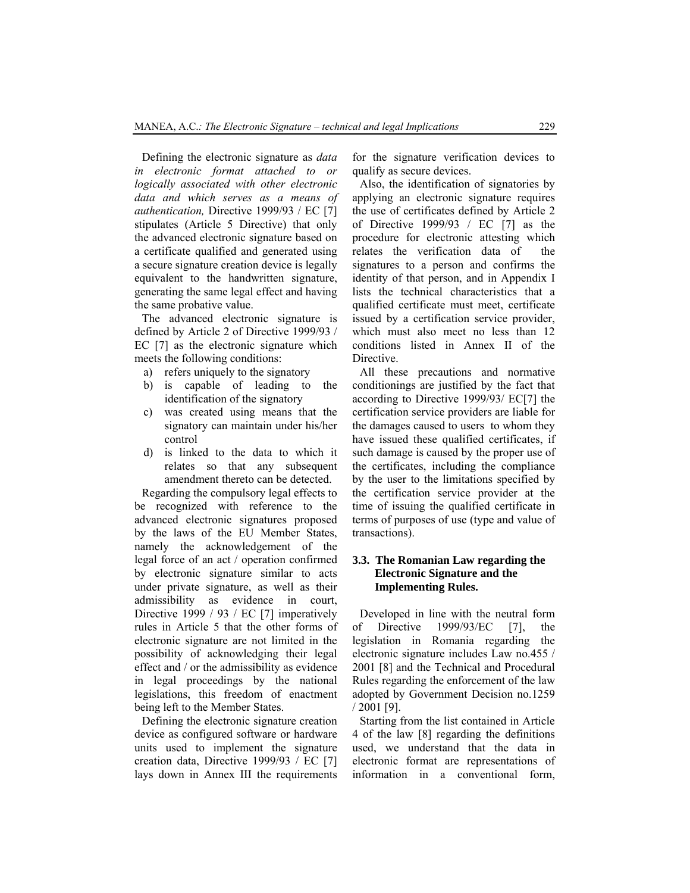Defining the electronic signature as *data in electronic format attached to or logically associated with other electronic data and which serves as a means of authentication,* Directive 1999/93 / EC [7] stipulates (Article 5 Directive) that only the advanced electronic signature based on a certificate qualified and generated using a secure signature creation device is legally equivalent to the handwritten signature, generating the same legal effect and having the same probative value.

The advanced electronic signature is defined by Article 2 of Directive 1999/93 / EC [7] as the electronic signature which meets the following conditions:

a) refers uniquely to the signatory
b) is capable of leading to the identification of the signatory
c) was created using means that the signatory can maintain under his/her control
d) is linked to the data to which it relates so that any subsequent amendment thereto can be detected.

Regarding the compulsory legal effects to be recognized with reference to the advanced electronic signatures proposed by the laws of the EU Member States, namely the acknowledgement of the legal force of an act / operation confirmed by electronic signature similar to acts under private signature, as well as their admissibility as evidence in court, Directive 1999 / 93 / EC [7] imperatively rules in Article 5 that the other forms of electronic signature are not limited in the possibility of acknowledging their legal effect and / or the admissibility as evidence in legal proceedings by the national legislations, this freedom of enactment being left to the Member States.

Defining the electronic signature creation device as configured software or hardware units used to implement the signature creation data, Directive 1999/93 / EC [7] lays down in Annex III the requirements for the signature verification devices to qualify as secure devices.

Also, the identification of signatories by applying an electronic signature requires the use of certificates defined by Article 2 of Directive 1999/93 / EC [7] as the procedure for electronic attesting which relates the verification data of the signatures to a person and confirms the identity of that person, and in Appendix I lists the technical characteristics that a qualified certificate must meet, certificate issued by a certification service provider, which must also meet no less than 12 conditions listed in Annex II of the Directive.

All these precautions and normative conditionings are justified by the fact that according to Directive 1999/93/ EC[7] the certification service providers are liable for the damages caused to users to whom they have issued these qualified certificates, if such damage is caused by the proper use of the certificates, including the compliance by the user to the limitations specified by the certification service provider at the time of issuing the qualified certificate in terms of purposes of use (type and value of transactions).

### 3.3. The Romanian Law regarding the Electronic Signature and the Implementing Rules.

Developed in line with the neutral form of Directive 1999/93/EC [7], the legislation in Romania regarding the electronic signature includes Law no.455 / 2001 [8] and the Technical and Procedural Rules regarding the enforcement of the law adopted by Government Decision no.1259 / 2001 [9].

Starting from the list contained in Article 4 of the law [8] regarding the definitions used, we understand that the data in electronic format are representations of information in a conventional form,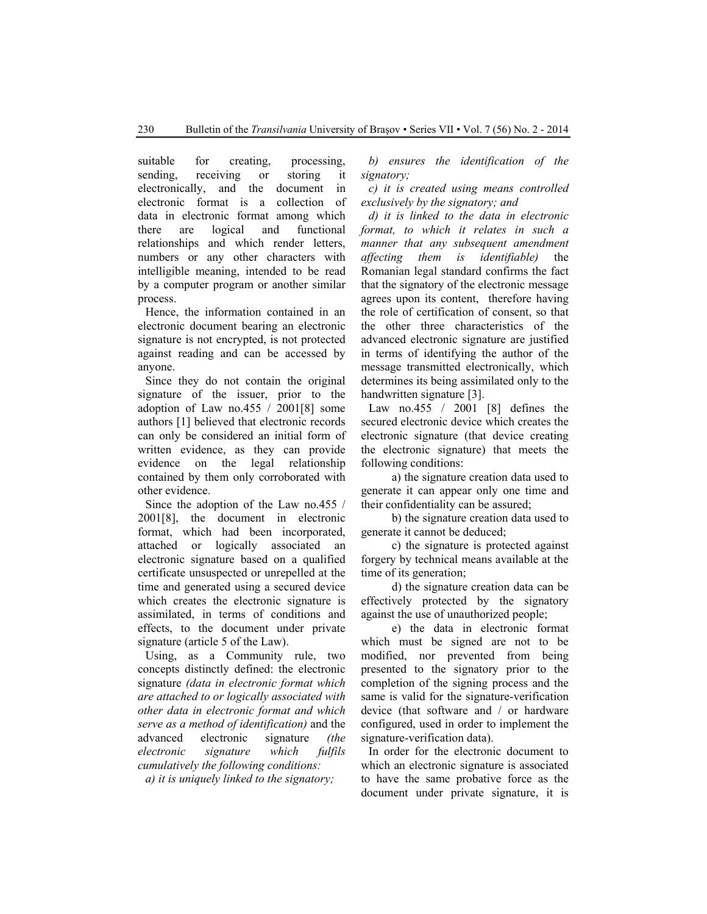suitable for creating, processing, sending, receiving or storing it electronically, and the document in electronic format is a collection of data in electronic format among which there are logical and functional relationships and which render letters, numbers or any other characters with intelligible meaning, intended to be read by a computer program or another similar process.

Hence, the information contained in an electronic document bearing an electronic signature is not encrypted, is not protected against reading and can be accessed by anyone.

Since they do not contain the original signature of the issuer, prior to the adoption of Law no.455 / 2001[8] some authors [1] believed that electronic records can only be considered an initial form of written evidence, as they can provide evidence on the legal relationship contained by them only corroborated with other evidence.

Since the adoption of the Law no.455 / 2001[8], the document in electronic format, which had been incorporated, attached or logically associated an electronic signature based on a qualified certificate unsuspected or unrepelled at the time and generated using a secured device which creates the electronic signature is assimilated, in terms of conditions and effects, to the document under private signature (article 5 of the Law).

Using, as a Community rule, two concepts distinctly defined: the electronic signature *(data in electronic format which are attached to or logically associated with other data in electronic format and which serve as a method of identification)* and the advanced electronic signature *(the electronic signature which fulfils cumulatively the following conditions:*

*a) it is uniquely linked to the signatory;*

*b) ensures the identification of the signatory;*

*c) it is created using means controlled exclusively by the signatory; and*

*d) it is linked to the data in electronic format, to which it relates in such a manner that any subsequent amendment affecting them is identifiable)* the Romanian legal standard confirms the fact that the signatory of the electronic message agrees upon its content, therefore having the role of certification of consent, so that the other three characteristics of the advanced electronic signature are justified in terms of identifying the author of the message transmitted electronically, which determines its being assimilated only to the handwritten signature [3].

Law no.455 / 2001 [8] defines the secured electronic device which creates the electronic signature (that device creating the electronic signature) that meets the following conditions:

a) the signature creation data used to generate it can appear only one time and their confidentiality can be assured;

b) the signature creation data used to generate it cannot be deduced;

c) the signature is protected against forgery by technical means available at the time of its generation;

d) the signature creation data can be effectively protected by the signatory against the use of unauthorized people;

e) the data in electronic format which must be signed are not to be modified, nor prevented from being presented to the signatory prior to the completion of the signing process and the same is valid for the signature-verification device (that software and / or hardware configured, used in order to implement the signature-verification data).

In order for the electronic document to which an electronic signature is associated to have the same probative force as the document under private signature, it is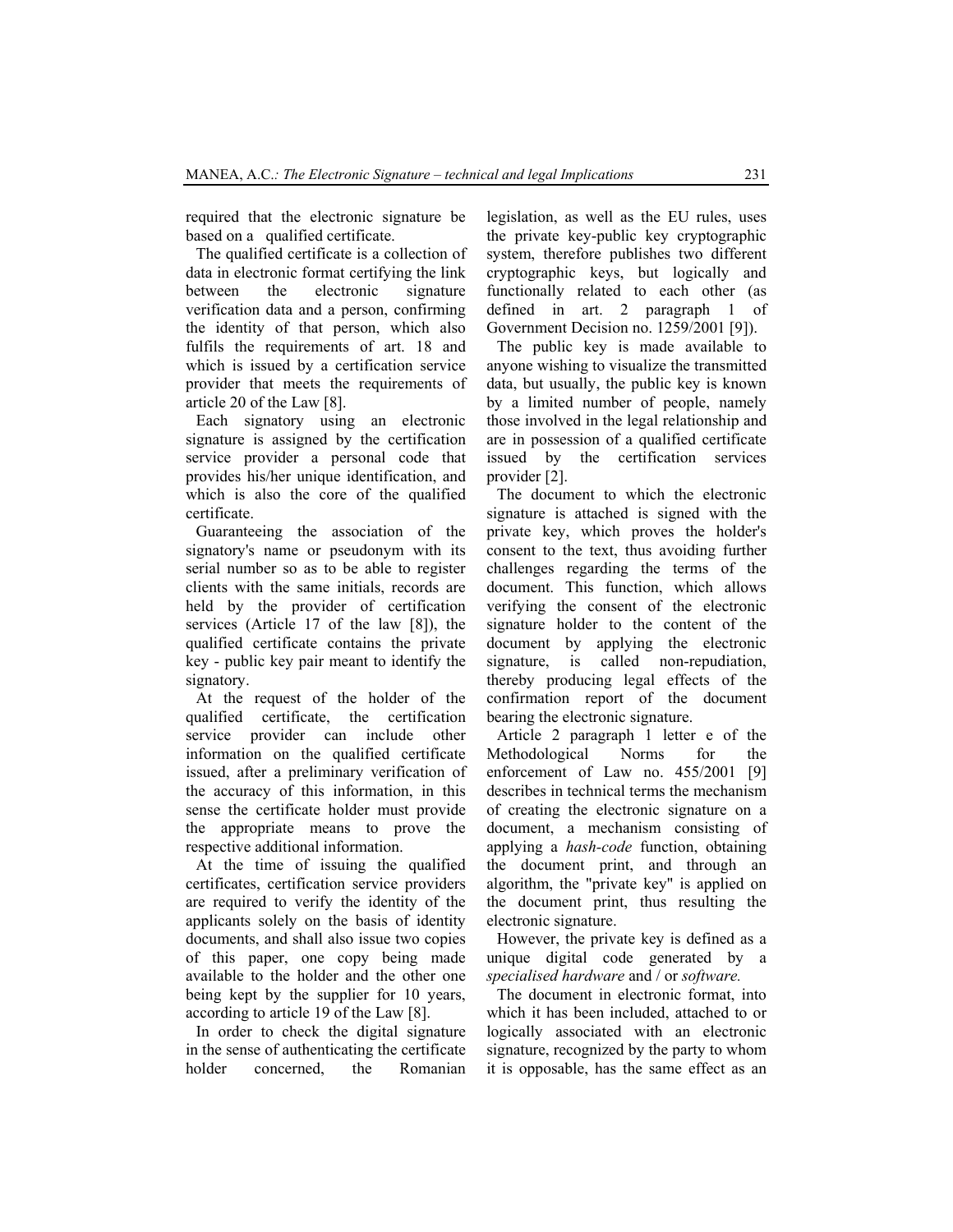required that the electronic signature be based on a qualified certificate.

The qualified certificate is a collection of data in electronic format certifying the link between the electronic signature verification data and a person, confirming the identity of that person, which also fulfils the requirements of art. 18 and which is issued by a certification service provider that meets the requirements of article 20 of the Law [8].

Each signatory using an electronic signature is assigned by the certification service provider a personal code that provides his/her unique identification, and which is also the core of the qualified certificate.

Guaranteeing the association of the signatory's name or pseudonym with its serial number so as to be able to register clients with the same initials, records are held by the provider of certification services (Article 17 of the law [8]), the qualified certificate contains the private key - public key pair meant to identify the signatory.

At the request of the holder of the qualified certificate, the certification service provider can include other information on the qualified certificate issued, after a preliminary verification of the accuracy of this information, in this sense the certificate holder must provide the appropriate means to prove the respective additional information.

At the time of issuing the qualified certificates, certification service providers are required to verify the identity of the applicants solely on the basis of identity documents, and shall also issue two copies of this paper, one copy being made available to the holder and the other one being kept by the supplier for 10 years, according to article 19 of the Law [8].

In order to check the digital signature in the sense of authenticating the certificate holder concerned, the Romanian legislation, as well as the EU rules, uses the private key-public key cryptographic system, therefore publishes two different cryptographic keys, but logically and functionally related to each other (as defined in art. 2 paragraph 1 of Government Decision no. 1259/2001 [9]).

The public key is made available to anyone wishing to visualize the transmitted data, but usually, the public key is known by a limited number of people, namely those involved in the legal relationship and are in possession of a qualified certificate issued by the certification services provider [2].

The document to which the electronic signature is attached is signed with the private key, which proves the holder's consent to the text, thus avoiding further challenges regarding the terms of the document. This function, which allows verifying the consent of the electronic signature holder to the content of the document by applying the electronic signature, is called non-repudiation, thereby producing legal effects of the confirmation report of the document bearing the electronic signature.

Article 2 paragraph 1 letter e of the Methodological Norms for the enforcement of Law no. 455/2001 [9] describes in technical terms the mechanism of creating the electronic signature on a document, a mechanism consisting of applying a *hash-code* function, obtaining the document print, and through an algorithm, the "private key" is applied on the document print, thus resulting the electronic signature.

However, the private key is defined as a unique digital code generated by a *specialised hardware* and / or *software.*

The document in electronic format, into which it has been included, attached to or logically associated with an electronic signature, recognized by the party to whom it is opposable, has the same effect as an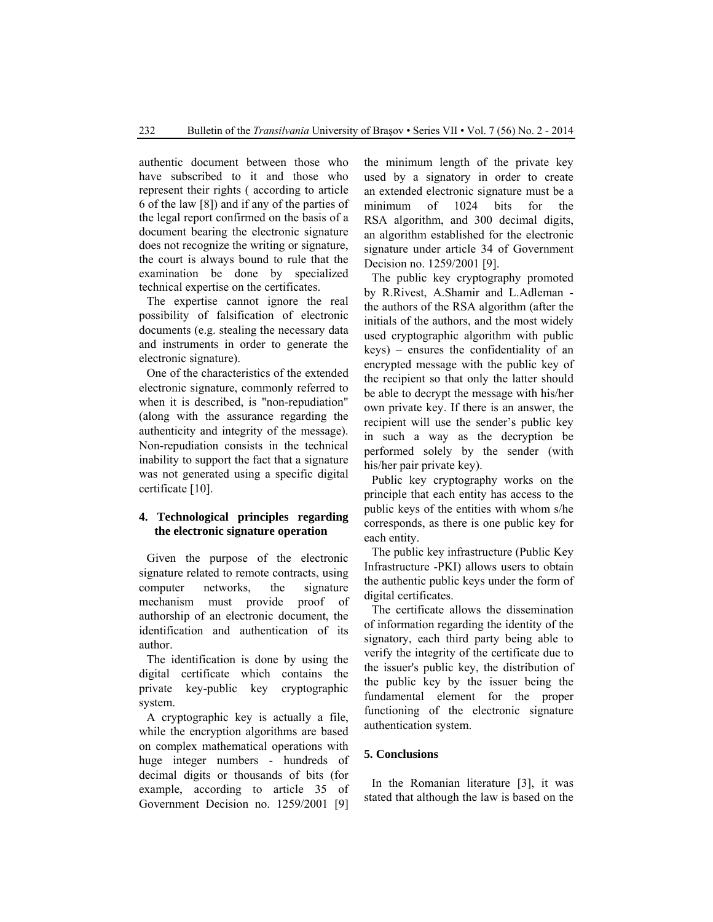authentic document between those who have subscribed to it and those who represent their rights ( according to article 6 of the law [8]) and if any of the parties of the legal report confirmed on the basis of a document bearing the electronic signature does not recognize the writing or signature, the court is always bound to rule that the examination be done by specialized technical expertise on the certificates.

The expertise cannot ignore the real possibility of falsification of electronic documents (e.g. stealing the necessary data and instruments in order to generate the electronic signature).

One of the characteristics of the extended electronic signature, commonly referred to when it is described, is "non-repudiation" (along with the assurance regarding the authenticity and integrity of the message). Non-repudiation consists in the technical inability to support the fact that a signature was not generated using a specific digital certificate [10].

## 4. Technological principles regarding the electronic signature operation

Given the purpose of the electronic signature related to remote contracts, using computer networks, the signature mechanism must provide proof of authorship of an electronic document, the identification and authentication of its author.

The identification is done by using the digital certificate which contains the private key-public key cryptographic system.

A cryptographic key is actually a file, while the encryption algorithms are based on complex mathematical operations with huge integer numbers - hundreds of decimal digits or thousands of bits (for example, according to article 35 of Government Decision no. 1259/2001 [9] the minimum length of the private key used by a signatory in order to create an extended electronic signature must be a minimum of 1024 bits for the RSA algorithm, and 300 decimal digits, an algorithm established for the electronic signature under article 34 of Government Decision no. 1259/2001 [9].

The public key cryptography promoted by R.Rivest, A.Shamir and L.Adleman - the authors of the RSA algorithm (after the initials of the authors, and the most widely used cryptographic algorithm with public keys) – ensures the confidentiality of an encrypted message with the public key of the recipient so that only the latter should be able to decrypt the message with his/her own private key. If there is an answer, the recipient will use the sender's public key in such a way as the decryption be performed solely by the sender (with his/her pair private key).

Public key cryptography works on the principle that each entity has access to the public keys of the entities with whom s/he corresponds, as there is one public key for each entity.

The public key infrastructure (Public Key Infrastructure -PKI) allows users to obtain the authentic public keys under the form of digital certificates.

The certificate allows the dissemination of information regarding the identity of the signatory, each third party being able to verify the integrity of the certificate due to the issuer's public key, the distribution of the public key by the issuer being the fundamental element for the proper functioning of the electronic signature authentication system.

## 5. Conclusions

In the Romanian literature [3], it was stated that although the law is based on the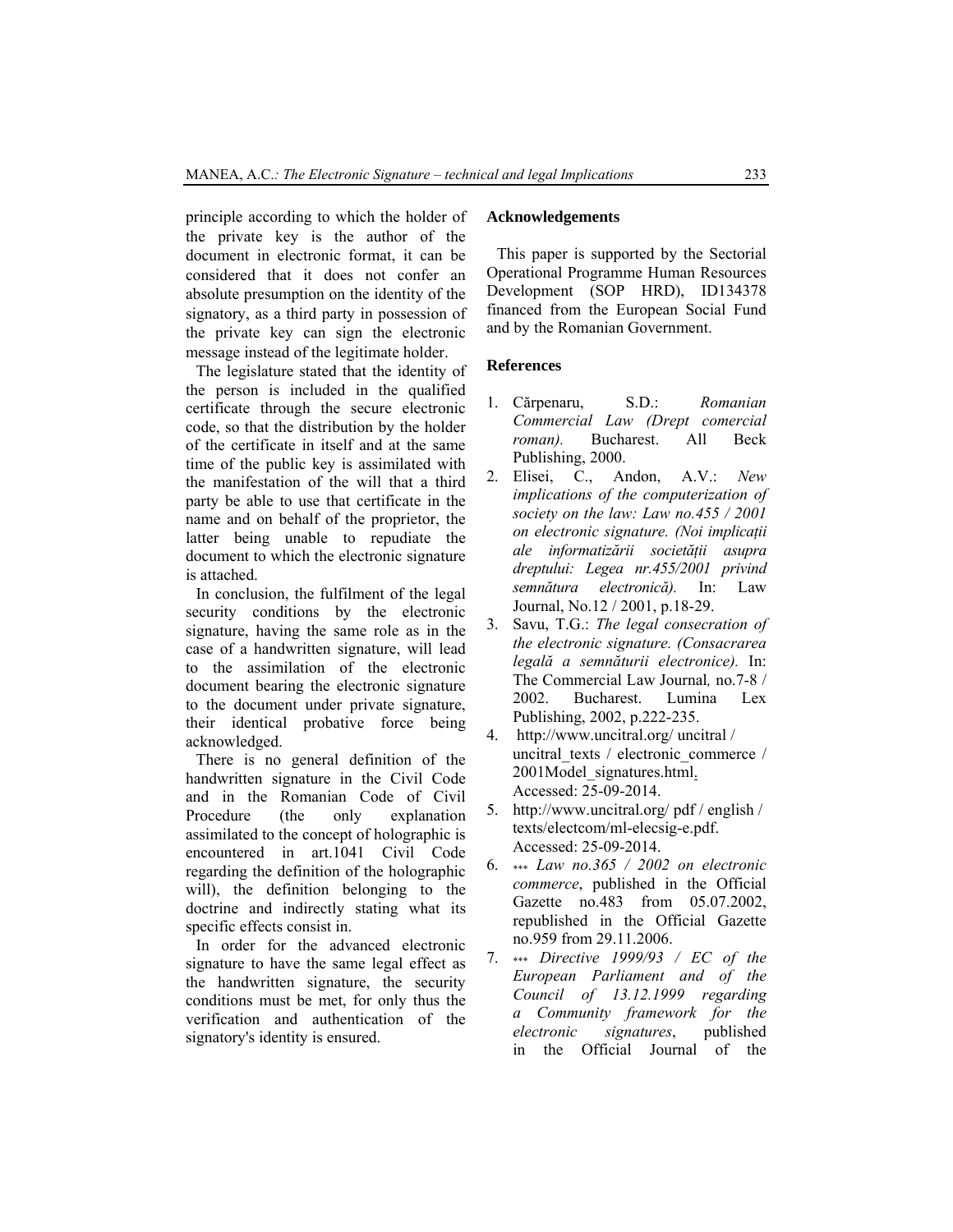principle according to which the holder of the private key is the author of the document in electronic format, it can be considered that it does not confer an absolute presumption on the identity of the signatory, as a third party in possession of the private key can sign the electronic message instead of the legitimate holder.

The legislature stated that the identity of the person is included in the qualified certificate through the secure electronic code, so that the distribution by the holder of the certificate in itself and at the same time of the public key is assimilated with the manifestation of the will that a third party be able to use that certificate in the name and on behalf of the proprietor, the latter being unable to repudiate the document to which the electronic signature is attached.

In conclusion, the fulfilment of the legal security conditions by the electronic signature, having the same role as in the case of a handwritten signature, will lead to the assimilation of the electronic document bearing the electronic signature to the document under private signature, their identical probative force being acknowledged.

There is no general definition of the handwritten signature in the Civil Code and in the Romanian Code of Civil Procedure (the only explanation assimilated to the concept of holographic is encountered in art.1041 Civil Code regarding the definition of the holographic will), the definition belonging to the doctrine and indirectly stating what its specific effects consist in.

In order for the advanced electronic signature to have the same legal effect as the handwritten signature, the security conditions must be met, for only thus the verification and authentication of the signatory's identity is ensured.

## Acknowledgements

This paper is supported by the Sectorial Operational Programme Human Resources Development (SOP HRD), ID134378 financed from the European Social Fund and by the Romanian Government.

## References

1. Cărpenaru, S.D.: *Romanian Commercial Law (Drept comercial roman).* Bucharest. All Beck Publishing, 2000.
2. Elisei, C., Andon, A.V.: *New implications of the computerization of society on the law: Law no.455 / 2001 on electronic signature. (Noi implicații ale informatizării societății asupra dreptului: Legea nr.455/2001 privind semnătura electronică).* In: Law Journal, No.12 / 2001, p.18-29.
3. Savu, T.G.: *The legal consecration of the electronic signature. (Consacrarea legală a semnăturii electronice).* In: The Commercial Law Journal*,* no.7-8 / 2002. Bucharest. Lumina Lex Publishing, 2002, p.222-235.
4. http://www.uncitral.org/ uncitral / uncitral_texts / electronic_commerce / 2001Model_signatures.html. Accessed: 25-09-2014.
5. http://www.uncitral.org/ pdf / english / texts/electcom/ml-elecsig-e.pdf. Accessed: 25-09-2014.
6. *** *Law no.365 / 2002 on electronic commerce*, published in the Official Gazette no.483 from 05.07.2002, republished in the Official Gazette no.959 from 29.11.2006.
7. *** *Directive 1999/93 / EC of the European Parliament and of the Council of 13.12.1999 regarding a Community framework for the electronic signatures*, published in the Official Journal of the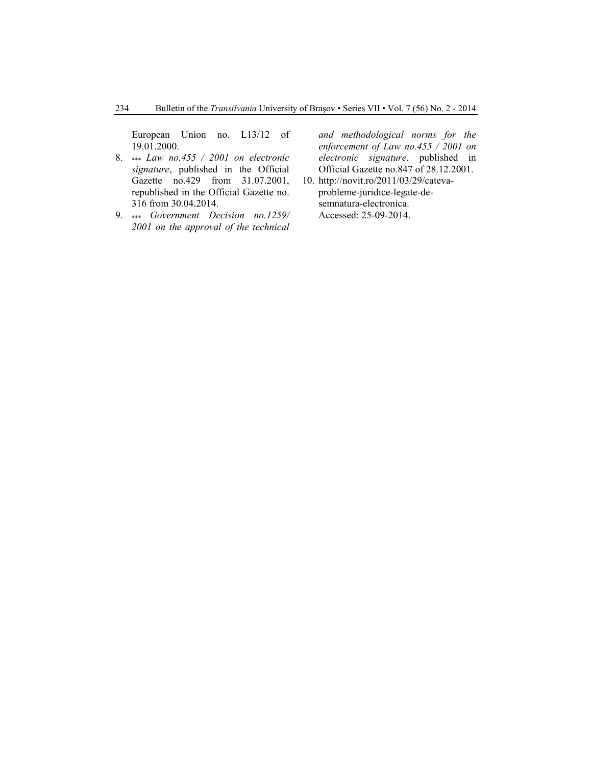European Union no. L13/12 of 19.01.2000.

8. *** *Law no.455 / 2001 on electronic signature*, published in the Official Gazette no.429 from 31.07.2001, republished in the Official Gazette no. 316 from 30.04.2014.
9. *** *Government Decision no.1259/ 2001 on the approval of the technical and methodological norms for the enforcement of Law no.455 / 2001 on electronic signature*, published in Official Gazette no.847 of 28.12.2001.
10. http://novit.ro/2011/03/29/cateva-probleme-juridice-legate-de-semnatura-electronica. Accessed: 25-09-2014.